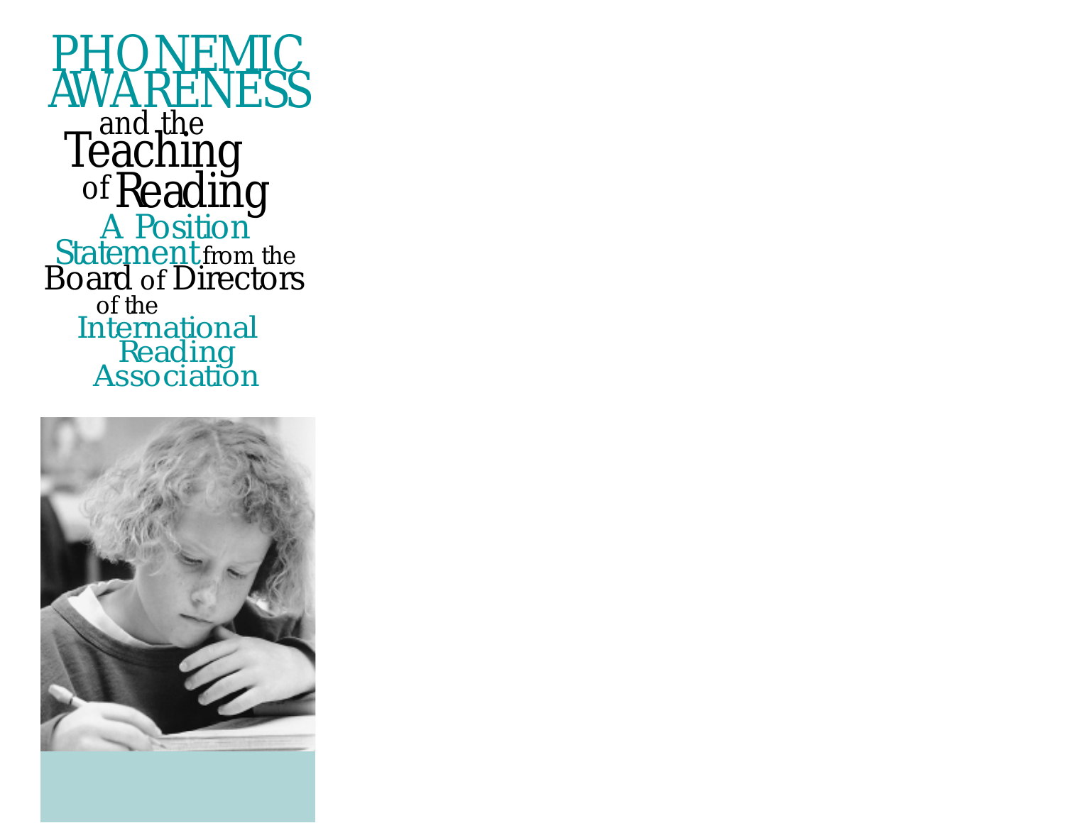# PHONEMIC AWARENESS and the Teaching of Reading

## A Position Statement from the Board of Directors of the International Reading Association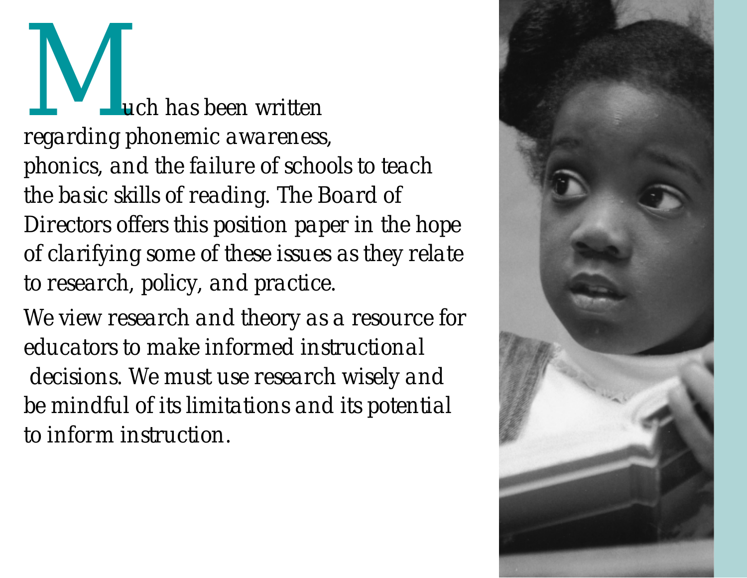*Much has been written regarding phonemic awareness, phonics, and the failure of schools to teach the basic skills of reading. The Board of Directors offers this position paper in the hope of clarifying some of these issues as they relate to research, policy, and practice.*

*We view research and theory as a resource for educators to make informed instructional decisions. We must use research wisely and be mindful of its limitations and its potential to inform instruction.*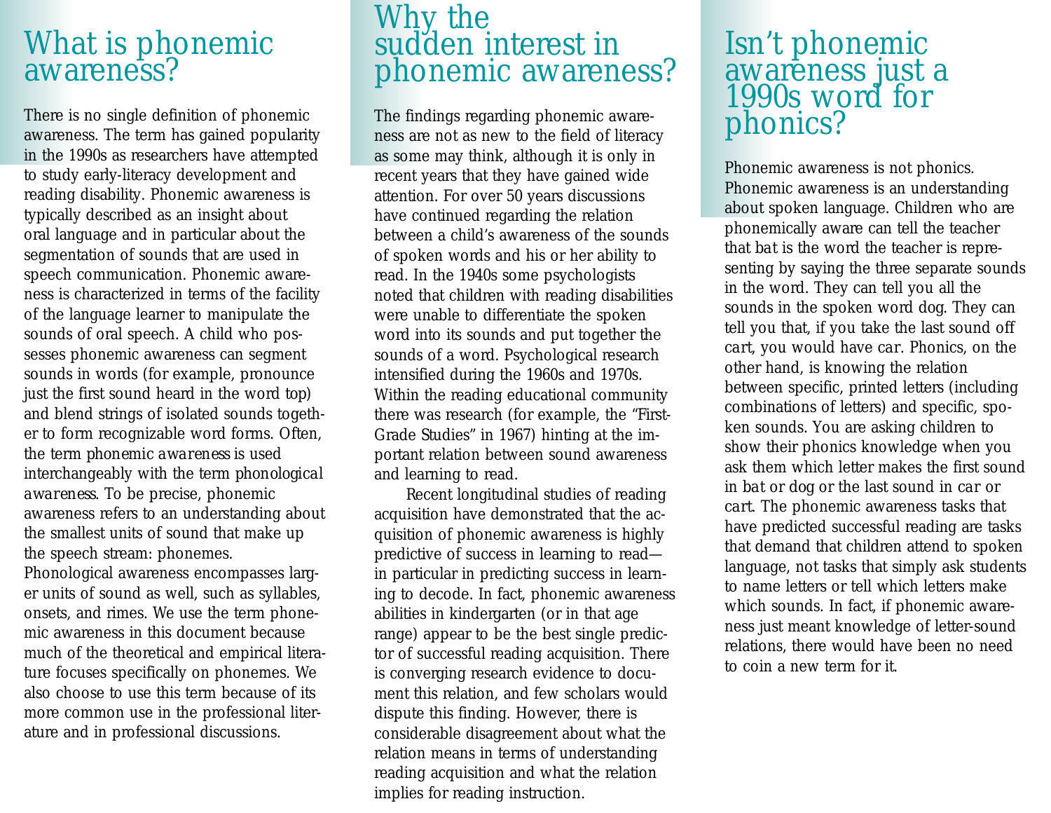## What is phonemic awareness?

There is no single definition of phonemic awareness. The term has gained popularity in the 1990s as researchers have attempted to study early-literacy development and reading disability. Phonemic awareness is typically described as an insight about oral language and in particular about the segmentation of sounds that are used in speech communication. Phonemic awareness is characterized in terms of the facility of the language learner to manipulate the sounds of oral speech. A child who possesses phonemic awareness can segment sounds in words (for example, pronounce just the first sound heard in the word *top*) and blend strings of isolated sounds together to form recognizable word forms. Often, the term *phonemic awareness* is used interchangeably with the term *phonological awareness*. To be precise, phonemic awareness refers to an understanding about the smallest units of sound that make up the speech stream: phonemes. Phonological awareness encompasses larger units of sound as well, such as syllables, onsets, and rimes. We use the term phonemic awareness in this document because much of the theoretical and empirical literature focuses specifically on phonemes. We also choose to use this term because of its more common use in the professional literature and in professional discussions.

## Why the sudden interest in phonemic awareness?

The findings regarding phonemic awareness are not as new to the field of literacy as some may think, although it is only in recent years that they have gained wide attention. For over 50 years discussions have continued regarding the relation between a child's awareness of the sounds of spoken words and his or her ability to read. In the 1940s some psychologists noted that children with reading disabilities were unable to differentiate the spoken word into its sounds and put together the sounds of a word. Psychological research intensified during the 1960s and 1970s. Within the reading educational community there was research (for example, the "First-Grade Studies" in 1967) hinting at the important relation between sound awareness and learning to read.

Recent longitudinal studies of reading acquisition have demonstrated that the acquisition of phonemic awareness is highly predictive of success in learning to read—in particular in predicting success in learning to decode. In fact, phonemic awareness abilities in kindergarten (or in that age range) appear to be the best single predictor of successful reading acquisition. There is converging research evidence to document this relation, and few scholars would dispute this finding. However, there is considerable disagreement about what the relation means in terms of understanding reading acquisition and what the relation implies for reading instruction.

## Isn't phonemic awareness just a 1990s word for phonics?

Phonemic awareness is not phonics. Phonemic awareness is an understanding about spoken language. Children who are phonemically aware can tell the teacher that *bat* is the word the teacher is representing by saying the three separate sounds in the word. They can tell you all the sounds in the spoken word *dog*. They can tell you that, if you take the last sound off *cart*, you would have *car*. Phonics, on the other hand, is knowing the relation between specific, printed letters (including combinations of letters) and specific, spoken sounds. You are asking children to show their phonics knowledge when you ask them which letter makes the first sound in *bat* or *dog* or the last sound in *car* or *cart*. The phonemic awareness tasks that have predicted successful reading are tasks that demand that children attend to spoken language, not tasks that simply ask students to name letters or tell which letters make which sounds. In fact, if phonemic awareness just meant knowledge of letter-sound relations, there would have been no need to coin a new term for it.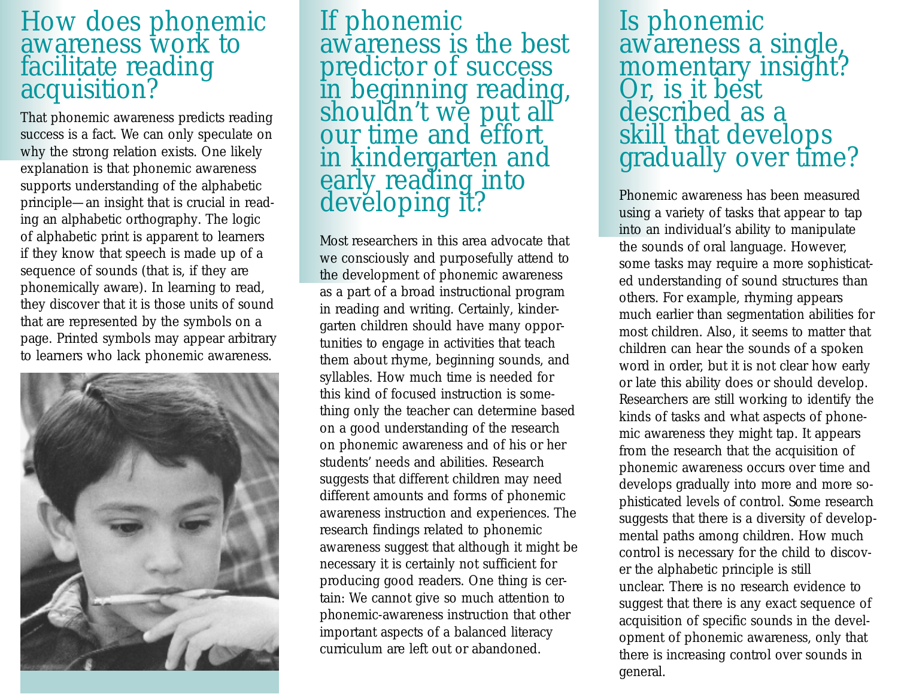## How does phonemic awareness work to facilitate reading acquisition?

That phonemic awareness predicts reading success is a fact. We can only speculate on why the strong relation exists. One likely explanation is that phonemic awareness supports understanding of the alphabetic principle—an insight that is crucial in reading an alphabetic orthography. The logic of alphabetic print is apparent to learners if they know that speech is made up of a sequence of sounds (that is, if they are phonemically aware). In learning to read, they discover that it is those units of sound that are represented by the symbols on a page. Printed symbols may appear arbitrary to learners who lack phonemic awareness.

## If phonemic awareness is the best predictor of success in beginning reading, shouldn't we put all our time and effort in kindergarten and early reading into developing it?

Most researchers in this area advocate that we consciously and purposefully attend to the development of phonemic awareness as a part of a broad instructional program in reading and writing. Certainly, kindergarten children should have many opportunities to engage in activities that teach them about rhyme, beginning sounds, and syllables. How much time is needed for this kind of focused instruction is something only the teacher can determine based on a good understanding of the research on phonemic awareness and of his or her students' needs and abilities. Research suggests that different children may need different amounts and forms of phonemic awareness instruction and experiences. The research findings related to phonemic awareness suggest that although it might be necessary it is certainly not sufficient for producing good readers. One thing is certain: We cannot give so much attention to phonemic-awareness instruction that other important aspects of a balanced literacy curriculum are left out or abandoned.

## Is phonemic awareness a single, momentary insight? Or, is it best described as a skill that develops gradually over time?

Phonemic awareness has been measured using a variety of tasks that appear to tap into an individual's ability to manipulate the sounds of oral language. However, some tasks may require a more sophisticated understanding of sound structures than others. For example, rhyming appears much earlier than segmentation abilities for most children. Also, it seems to matter that children can hear the sounds of a spoken word in order, but it is not clear how early or late this ability does or should develop. Researchers are still working to identify the kinds of tasks and what aspects of phonemic awareness they might tap. It appears from the research that the acquisition of phonemic awareness occurs over time and develops gradually into more and more sophisticated levels of control. Some research suggests that there is a diversity of developmental paths among children. How much control is necessary for the child to discover the alphabetic principle is still unclear. There is no research evidence to suggest that there is any exact sequence of acquisition of specific sounds in the development of phonemic awareness, only that there is increasing control over sounds in general.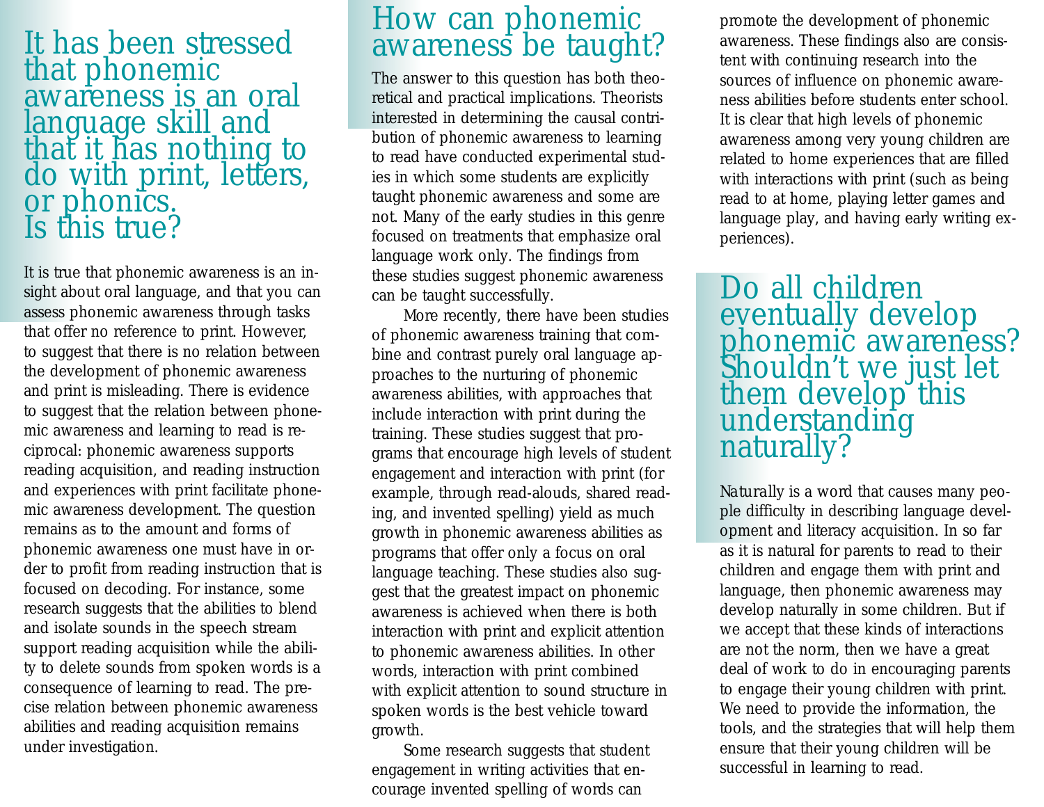## It has been stressed that phonemic awareness is an oral language skill and that it has nothing to do with print, letters, or phonics. Is this true?

It is true that phonemic awareness is an insight about oral language, and that you can assess phonemic awareness through tasks that offer no reference to print. However, to suggest that there is no relation between the development of phonemic awareness and print is misleading. There is evidence to suggest that the relation between phonemic awareness and learning to read is reciprocal: phonemic awareness supports reading acquisition, and reading instruction and experiences with print facilitate phonemic awareness development. The question remains as to the amount and forms of phonemic awareness one must have in order to profit from reading instruction that is focused on decoding. For instance, some research suggests that the abilities to blend and isolate sounds in the speech stream support reading acquisition while the ability to delete sounds from spoken words is a consequence of learning to read. The precise relation between phonemic awareness abilities and reading acquisition remains under investigation.

## How can phonemic awareness be taught?

The answer to this question has both theoretical and practical implications. Theorists interested in determining the causal contribution of phonemic awareness to learning to read have conducted experimental studies in which some students are explicitly taught phonemic awareness and some are not. Many of the early studies in this genre focused on treatments that emphasize oral language work only. The findings from these studies suggest phonemic awareness can be taught successfully.

More recently, there have been studies of phonemic awareness training that combine and contrast purely oral language approaches to the nurturing of phonemic awareness abilities, with approaches that include interaction with print during the training. These studies suggest that programs that encourage high levels of student engagement and interaction with print (for example, through read-alouds, shared reading, and invented spelling) yield as much growth in phonemic awareness abilities as programs that offer only a focus on oral language teaching. These studies also suggest that the greatest impact on phonemic awareness is achieved when there is both interaction with print and explicit attention to phonemic awareness abilities. In other words, interaction with print combined with explicit attention to sound structure in spoken words is the best vehicle toward growth.

Some research suggests that student engagement in writing activities that encourage invented spelling of words can promote the development of phonemic awareness. These findings also are consistent with continuing research into the sources of influence on phonemic awareness abilities before students enter school. It is clear that high levels of phonemic awareness among very young children are related to home experiences that are filled with interactions with print (such as being read to at home, playing letter games and language play, and having early writing experiences).

## Do all children eventually develop phonemic awareness? Shouldn't we just let them develop this understanding naturally?

*Naturally* is a word that causes many people difficulty in describing language development and literacy acquisition. In so far as it is natural for parents to read to their children and engage them with print and language, then phonemic awareness may develop naturally in some children. But if we accept that these kinds of interactions are not the norm, then we have a great deal of work to do in encouraging parents to engage their young children with print. We need to provide the information, the tools, and the strategies that will help them ensure that their young children will be successful in learning to read.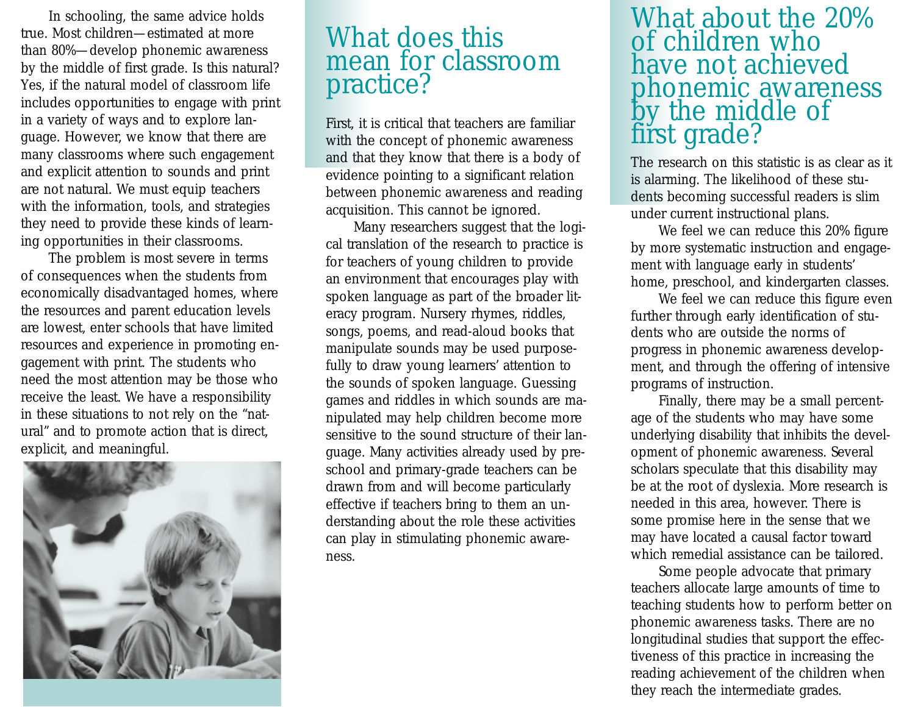In schooling, the same advice holds true. Most children—estimated at more than 80%—develop phonemic awareness by the middle of first grade. Is this natural? Yes, if the natural model of classroom life includes opportunities to engage with print in a variety of ways and to explore language. However, we know that there are many classrooms where such engagement and explicit attention to sounds and print are not natural. We must equip teachers with the information, tools, and strategies they need to provide these kinds of learning opportunities in their classrooms.

The problem is most severe in terms of consequences when the students from economically disadvantaged homes, where the resources and parent education levels are lowest, enter schools that have limited resources and experience in promoting engagement with print. The students who need the most attention may be those who receive the least. We have a responsibility in these situations to not rely on the "natural" and to promote action that is direct, explicit, and meaningful.

## What does this mean for classroom practice?

First, it is critical that teachers are familiar with the concept of phonemic awareness and that they know that there is a body of evidence pointing to a significant relation between phonemic awareness and reading acquisition. This cannot be ignored.

Many researchers suggest that the logical translation of the research to practice is for teachers of young children to provide an environment that encourages play with spoken language as part of the broader literacy program. Nursery rhymes, riddles, songs, poems, and read-aloud books that manipulate sounds may be used purposefully to draw young learners' attention to the sounds of spoken language. Guessing games and riddles in which sounds are manipulated may help children become more sensitive to the sound structure of their language. Many activities already used by preschool and primary-grade teachers can be drawn from and will become particularly effective if teachers bring to them an understanding about the role these activities can play in stimulating phonemic awareness.

## What about the 20% of children who have not achieved phonemic awareness by the middle of first grade?

The research on this statistic is as clear as it is alarming. The likelihood of these students becoming successful readers is slim under current instructional plans.

We feel we can reduce this 20% figure by more systematic instruction and engagement with language early in students' home, preschool, and kindergarten classes.

We feel we can reduce this figure even further through early identification of students who are outside the norms of progress in phonemic awareness development, and through the offering of intensive programs of instruction.

Finally, there may be a small percentage of the students who may have some underlying disability that inhibits the development of phonemic awareness. Several scholars speculate that this disability may be at the root of dyslexia. More research is needed in this area, however. There is some promise here in the sense that we may have located a causal factor toward which remedial assistance can be tailored.

Some people advocate that primary teachers allocate large amounts of time to teaching students how to perform better on phonemic awareness tasks. There are no longitudinal studies that support the effectiveness of this practice in increasing the reading achievement of the children when they reach the intermediate grades.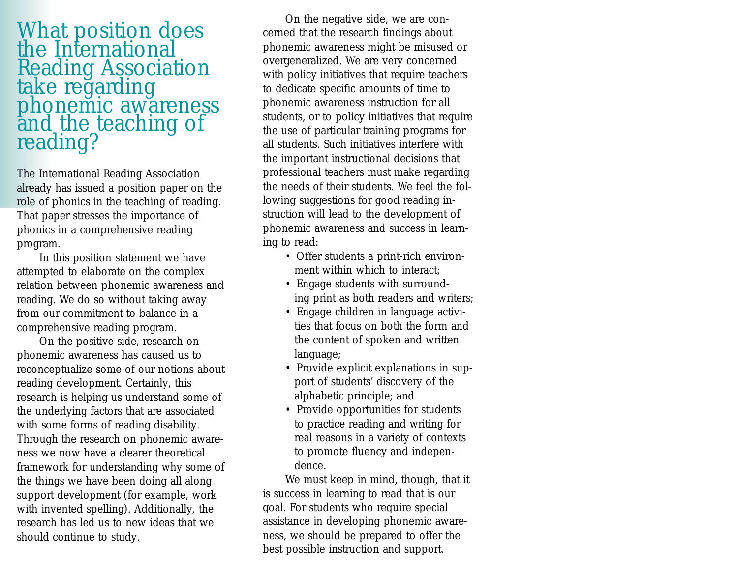# What position does the International Reading Association take regarding phonemic awareness and the teaching of reading?

The International Reading Association already has issued a position paper on the role of phonics in the teaching of reading. That paper stresses the importance of phonics in a comprehensive reading program.

In this position statement we have attempted to elaborate on the complex relation between phonemic awareness and reading. We do so without taking away from our commitment to balance in a comprehensive reading program.

On the positive side, research on phonemic awareness has caused us to reconceptualize some of our notions about reading development. Certainly, this research is helping us understand some of the underlying factors that are associated with some forms of reading disability. Through the research on phonemic awareness we now have a clearer theoretical framework for understanding why some of the things we have been doing all along support development (for example, work with invented spelling). Additionally, the research has led us to new ideas that we should continue to study.

On the negative side, we are concerned that the research findings about phonemic awareness might be misused or overgeneralized. We are very concerned with policy initiatives that require teachers to dedicate specific amounts of time to phonemic awareness instruction for all students, or to policy initiatives that require the use of particular training programs for all students. Such initiatives interfere with the important instructional decisions that professional teachers must make regarding the needs of their students. We feel the following suggestions for good reading instruction will lead to the development of phonemic awareness and success in learning to read:

- Offer students a print-rich environment within which to interact;
- Engage students with surrounding print as both readers and writers;
- Engage children in language activities that focus on both the form and the content of spoken and written language;
- Provide explicit explanations in support of students' discovery of the alphabetic principle; and
- Provide opportunities for students to practice reading and writing for real reasons in a variety of contexts to promote fluency and independence.

We must keep in mind, though, that it is success in learning to read that is our goal. For students who require special assistance in developing phonemic awareness, we should be prepared to offer the best possible instruction and support.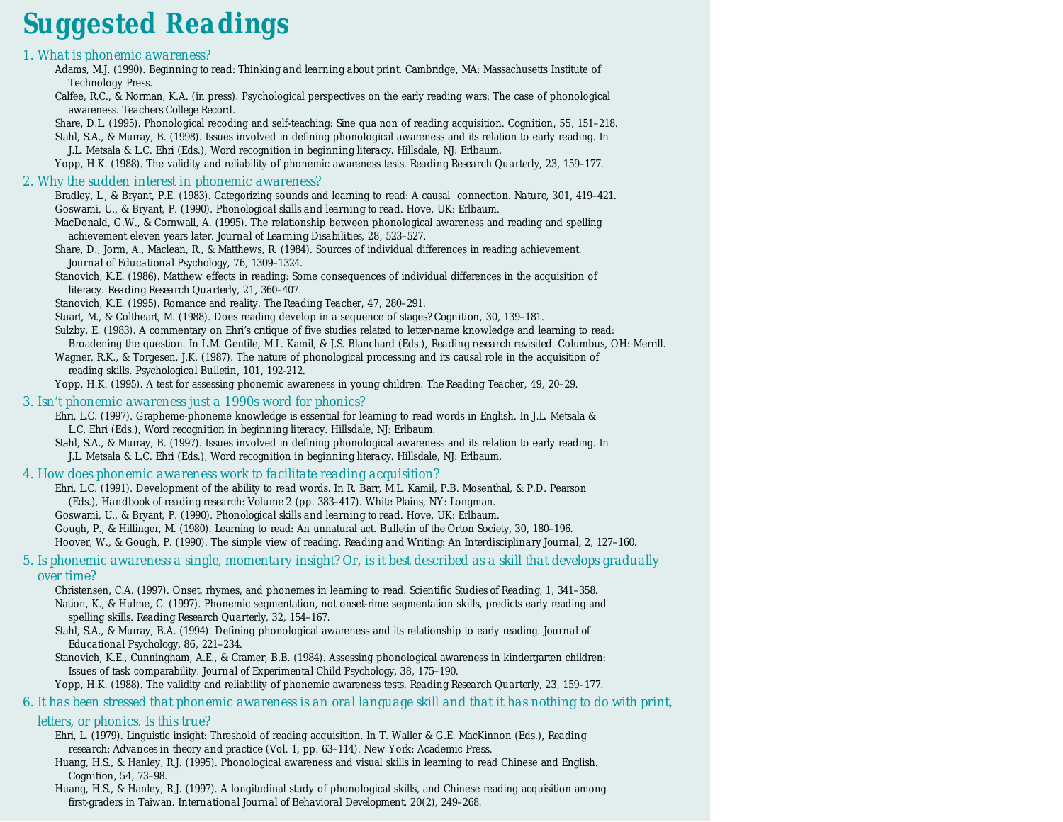# Suggested Readings

## 1. What is phonemic awareness?

Adams, M.J. (1990). Beginning to read: Thinking and learning about print. Cambridge, MA: Massachusetts Institute of Technology Press.

Calfee, R.C., & Norman, K.A. (in press). Psychological perspectives on the early reading wars: The case of phonological awareness. Teachers College Record.

Share, D.L. (1995). Phonological recoding and self-teaching: Sine qua non of reading acquisition. Cognition, 55, 151–218.

Stahl, S.A., & Murray, B. (1998). Issues involved in defining phonological awareness and its relation to early reading. In J.L. Metsala & L.C. Ehri (Eds.), Word recognition in beginning literacy. Hillsdale, NJ: Erlbaum.

Yopp, H.K. (1988). The validity and reliability of phonemic awareness tests. Reading Research Quarterly, 23, 159–177.

## 2. Why the sudden interest in phonemic awareness?

Bradley, L., & Bryant, P.E. (1983). Categorizing sounds and learning to read: A causal connection. Nature, 301, 419–421.

Goswami, U., & Bryant, P. (1990). Phonological skills and learning to read. Hove, UK: Erlbaum.

MacDonald, G.W., & Cornwall, A. (1995). The relationship between phonological awareness and reading and spelling achievement eleven years later. Journal of Learning Disabilities, 28, 523–527.

Share, D., Jorm, A., Maclean, R., & Matthews, R. (1984). Sources of individual differences in reading achievement. Journal of Educational Psychology, 76, 1309–1324.

Stanovich, K.E. (1986). Matthew effects in reading: Some consequences of individual differences in the acquisition of literacy. Reading Research Quarterly, 21, 360–407.

Stanovich, K.E. (1995). Romance and reality. The Reading Teacher, 47, 280–291.

Stuart, M., & Coltheart, M. (1988). Does reading develop in a sequence of stages? Cognition, 30, 139–181.

Sulzby, E. (1983). A commentary on Ehri's critique of five studies related to letter-name knowledge and learning to read: Broadening the question. In L.M. Gentile, M.L. Kamil, & J.S. Blanchard (Eds.), Reading research revisited. Columbus, OH: Merrill.

Wagner, R.K., & Torgesen, J.K. (1987). The nature of phonological processing and its causal role in the acquisition of reading skills. Psychological Bulletin, 101, 192-212.

Yopp, H.K. (1995). A test for assessing phonemic awareness in young children. The Reading Teacher, 49, 20–29.

## 3. Isn't phonemic awareness just a 1990s word for phonics?

Ehri, L.C. (1997). Grapheme-phoneme knowledge is essential for learning to read words in English. In J.L. Metsala & L.C. Ehri (Eds.), Word recognition in beginning literacy. Hillsdale, NJ: Erlbaum.

Stahl, S.A., & Murray, B. (1997). Issues involved in defining phonological awareness and its relation to early reading. In J.L. Metsala & L.C. Ehri (Eds.), Word recognition in beginning literacy. Hillsdale, NJ: Erlbaum.

## 4. How does phonemic awareness work to facilitate reading acquisition?

Ehri, L.C. (1991). Development of the ability to read words. In R. Barr, M.L. Kamil, P.B. Mosenthal, & P.D. Pearson (Eds.), Handbook of reading research: Volume 2 (pp. 383–417). White Plains, NY: Longman.

Goswami, U., & Bryant, P. (1990). Phonological skills and learning to read. Hove, UK: Erlbaum.

Gough, P., & Hillinger, M. (1980). Learning to read: An unnatural act. Bulletin of the Orton Society, 30, 180–196.

Hoover, W., & Gough, P. (1990). The simple view of reading. Reading and Writing: An Interdisciplinary Journal, 2, 127–160.

## 5. Is phonemic awareness a single, momentary insight? Or, is it best described as a skill that develops gradually over time?

Christensen, C.A. (1997). Onset, rhymes, and phonemes in learning to read. Scientific Studies of Reading, 1, 341–358.

Nation, K., & Hulme, C. (1997). Phonemic segmentation, not onset-rime segmentation skills, predicts early reading and spelling skills. Reading Research Quarterly, 32, 154–167.

Stahl, S.A., & Murray, B.A. (1994). Defining phonological awareness and its relationship to early reading. Journal of Educational Psychology, 86, 221–234.

Stanovich, K.E., Cunningham, A.E., & Cramer, B.B. (1984). Assessing phonological awareness in kindergarten children: Issues of task comparability. Journal of Experimental Child Psychology, 38, 175–190.

Yopp, H.K. (1988). The validity and reliability of phonemic awareness tests. Reading Research Quarterly, 23, 159–177.

## 6. It has been stressed that phonemic awareness is an oral language skill and that it has nothing to do with print, letters, or phonics. Is this true?

Ehri, L. (1979). Linguistic insight: Threshold of reading acquisition. In T. Waller & G.E. MacKinnon (Eds.), Reading research: Advances in theory and practice (Vol. 1, pp. 63–114). New York: Academic Press.

Huang, H.S., & Hanley, R.J. (1995). Phonological awareness and visual skills in learning to read Chinese and English. Cognition, 54, 73–98.

Huang, H.S., & Hanley, R.J. (1997). A longitudinal study of phonological skills, and Chinese reading acquisition among first-graders in Taiwan. International Journal of Behavioral Development, 20(2), 249–268.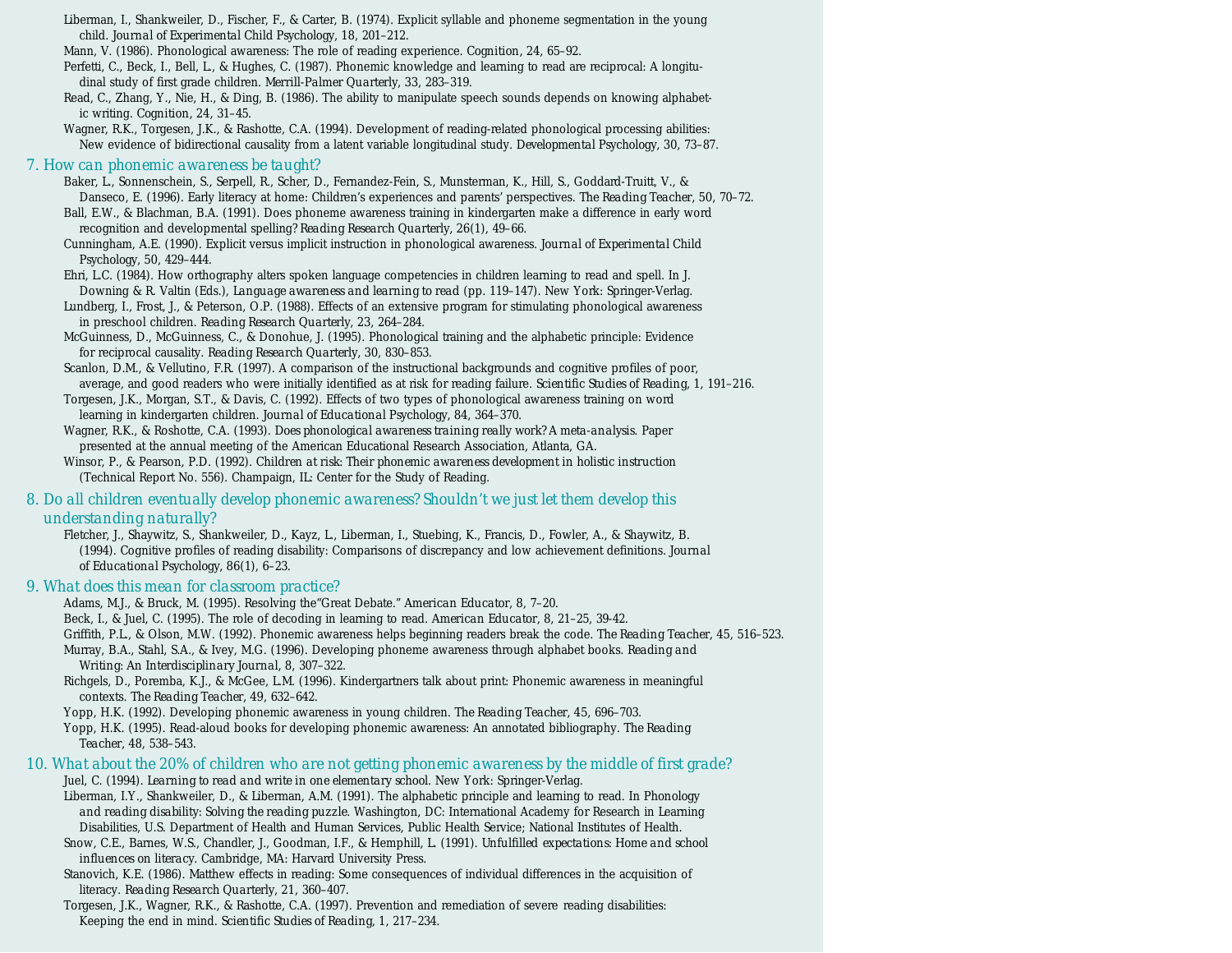Liberman, I., Shankweiler, D., Fischer, F., & Carter, B. (1974). Explicit syllable and phoneme segmentation in the young child. Journal of Experimental Child Psychology, 18, 201–212.

Mann, V. (1986). Phonological awareness: The role of reading experience. Cognition, 24, 65–92.

Perfetti, C., Beck, I., Bell, L., & Hughes, C. (1987). Phonemic knowledge and learning to read are reciprocal: A longitudinal study of first grade children. Merrill-Palmer Quarterly, 33, 283–319.

Read, C., Zhang, Y., Nie, H., & Ding, B. (1986). The ability to manipulate speech sounds depends on knowing alphabetic writing. Cognition, 24, 31–45.

Wagner, R.K., Torgesen, J.K., & Rashotte, C.A. (1994). Development of reading-related phonological processing abilities: New evidence of bidirectional causality from a latent variable longitudinal study. Developmental Psychology, 30, 73–87.

## 7. How can phonemic awareness be taught?

Baker, L., Sonnenschein, S., Serpell, R., Scher, D., Fernandez-Fein, S., Munsterman, K., Hill, S., Goddard-Truitt, V., & Danseco, E. (1996). Early literacy at home: Children's experiences and parents' perspectives. The Reading Teacher, 50, 70–72.

Ball, E.W., & Blachman, B.A. (1991). Does phoneme awareness training in kindergarten make a difference in early word recognition and developmental spelling? Reading Research Quarterly, 26(1), 49–66.

Cunningham, A.E. (1990). Explicit versus implicit instruction in phonological awareness. Journal of Experimental Child Psychology, 50, 429–444.

Ehri, L.C. (1984). How orthography alters spoken language competencies in children learning to read and spell. In J. Downing & R. Valtin (Eds.), Language awareness and learning to read (pp. 119–147). New York: Springer-Verlag.

Lundberg, I., Frost, J., & Peterson, O.P. (1988). Effects of an extensive program for stimulating phonological awareness in preschool children. Reading Research Quarterly, 23, 264–284.

McGuinness, D., McGuinness, C., & Donohue, J. (1995). Phonological training and the alphabetic principle: Evidence for reciprocal causality. Reading Research Quarterly, 30, 830–853.

Scanlon, D.M., & Vellutino, F.R. (1997). A comparison of the instructional backgrounds and cognitive profiles of poor, average, and good readers who were initially identified as at risk for reading failure. Scientific Studies of Reading, 1, 191–216.

Torgesen, J.K., Morgan, S.T., & Davis, C. (1992). Effects of two types of phonological awareness training on word learning in kindergarten children. Journal of Educational Psychology, 84, 364–370.

Wagner, R.K., & Roshotte, C.A. (1993). Does phonological awareness training really work? A meta-analysis. Paper presented at the annual meeting of the American Educational Research Association, Atlanta, GA.

Winsor, P., & Pearson, P.D. (1992). Children at risk: Their phonemic awareness development in holistic instruction (Technical Report No. 556). Champaign, IL: Center for the Study of Reading.

## 8. Do all children eventually develop phonemic awareness? Shouldn't we just let them develop this understanding naturally?

Fletcher, J., Shaywitz, S., Shankweiler, D., Kayz, L., Liberman, I., Stuebing, K., Francis, D., Fowler, A., & Shaywitz, B. (1994). Cognitive profiles of reading disability: Comparisons of discrepancy and low achievement definitions. Journal of Educational Psychology, 86(1), 6–23.

## 9. What does this mean for classroom practice?

Adams, M.J., & Bruck, M. (1995). Resolving the "Great Debate." American Educator, 8, 7–20.

Beck, I., & Juel, C. (1995). The role of decoding in learning to read. American Educator, 8, 21–25, 39-42.

Griffith, P.L., & Olson, M.W. (1992). Phonemic awareness helps beginning readers break the code. The Reading Teacher, 45, 516–523.

Murray, B.A., Stahl, S.A., & Ivey, M.G. (1996). Developing phoneme awareness through alphabet books. Reading and Writing: An Interdisciplinary Journal, 8, 307–322.

Richgels, D., Poremba, K.J., & McGee, L.M. (1996). Kindergartners talk about print: Phonemic awareness in meaningful contexts. The Reading Teacher, 49, 632–642.

Yopp, H.K. (1992). Developing phonemic awareness in young children. The Reading Teacher, 45, 696–703.

Yopp, H.K. (1995). Read-aloud books for developing phonemic awareness: An annotated bibliography. The Reading Teacher, 48, 538–543.

## 10. What about the 20% of children who are not getting phonemic awareness by the middle of first grade?

Juel, C. (1994). Learning to read and write in one elementary school. New York: Springer-Verlag.

Liberman, I.Y., Shankweiler, D., & Liberman, A.M. (1991). The alphabetic principle and learning to read. In Phonology and reading disability: Solving the reading puzzle. Washington, DC: International Academy for Research in Learning Disabilities, U.S. Department of Health and Human Services, Public Health Service; National Institutes of Health.

Snow, C.E., Barnes, W.S., Chandler, J., Goodman, I.F., & Hemphill, L. (1991). Unfulfilled expectations: Home and school influences on literacy. Cambridge, MA: Harvard University Press.

Stanovich, K.E. (1986). Matthew effects in reading: Some consequences of individual differences in the acquisition of literacy. Reading Research Quarterly, 21, 360–407.

Torgesen, J.K., Wagner, R.K., & Rashotte, C.A. (1997). Prevention and remediation of severe reading disabilities: Keeping the end in mind. Scientific Studies of Reading, 1, 217–234.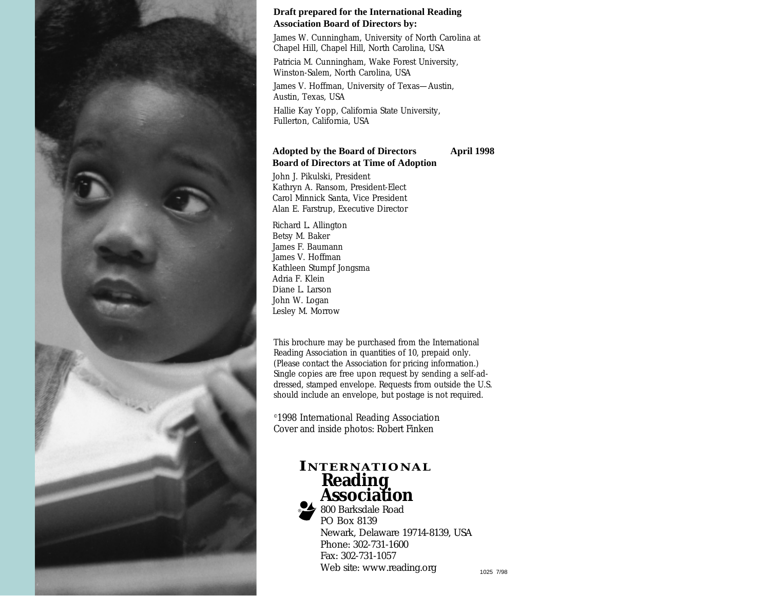**Draft prepared for the International Reading Association Board of Directors by:**

James W. Cunningham, University of North Carolina at Chapel Hill, Chapel Hill, North Carolina, USA

Patricia M. Cunningham, Wake Forest University, Winston-Salem, North Carolina, USA

James V. Hoffman, University of Texas—Austin, Austin, Texas, USA

Hallie Kay Yopp, California State University, Fullerton, California, USA

**Adopted by the Board of Directors** **April 1998**

**Board of Directors at Time of Adoption**

John J. Pikulski, President
Kathryn A. Ransom, President-Elect
Carol Minnick Santa, Vice President
Alan E. Farstrup, Executive Director

Richard L. Allington
Betsy M. Baker
James F. Baumann
James V. Hoffman
Kathleen Stumpf Jongsma
Adria F. Klein
Diane L. Larson
John W. Logan
Lesley M. Morrow

This brochure may be purchased from the International Reading Association in quantities of 10, prepaid only. (Please contact the Association for pricing information.) Single copies are free upon request by sending a self-addressed, stamped envelope. Requests from outside the U.S. should include an envelope, but postage is not required.

©1998 International Reading Association
Cover and inside photos: Robert Finken

**INTERNATIONAL Reading Association**

800 Barksdale Road
PO Box 8139
Newark, Delaware 19714-8139, USA
Phone: 302-731-1600
Fax: 302-731-1057
Web site: www.reading.org

1025 7/98